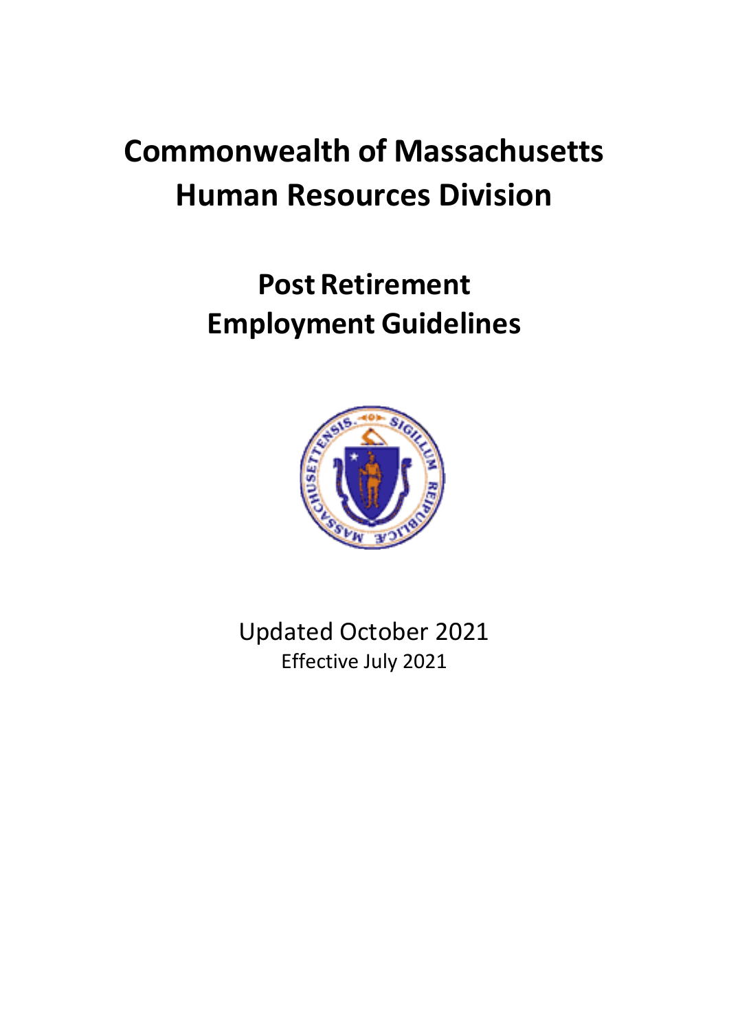# Commonwealth of Massachusetts
# Human Resources Division

## Post Retirement
## Employment Guidelines

Updated October 2021

Effective July 2021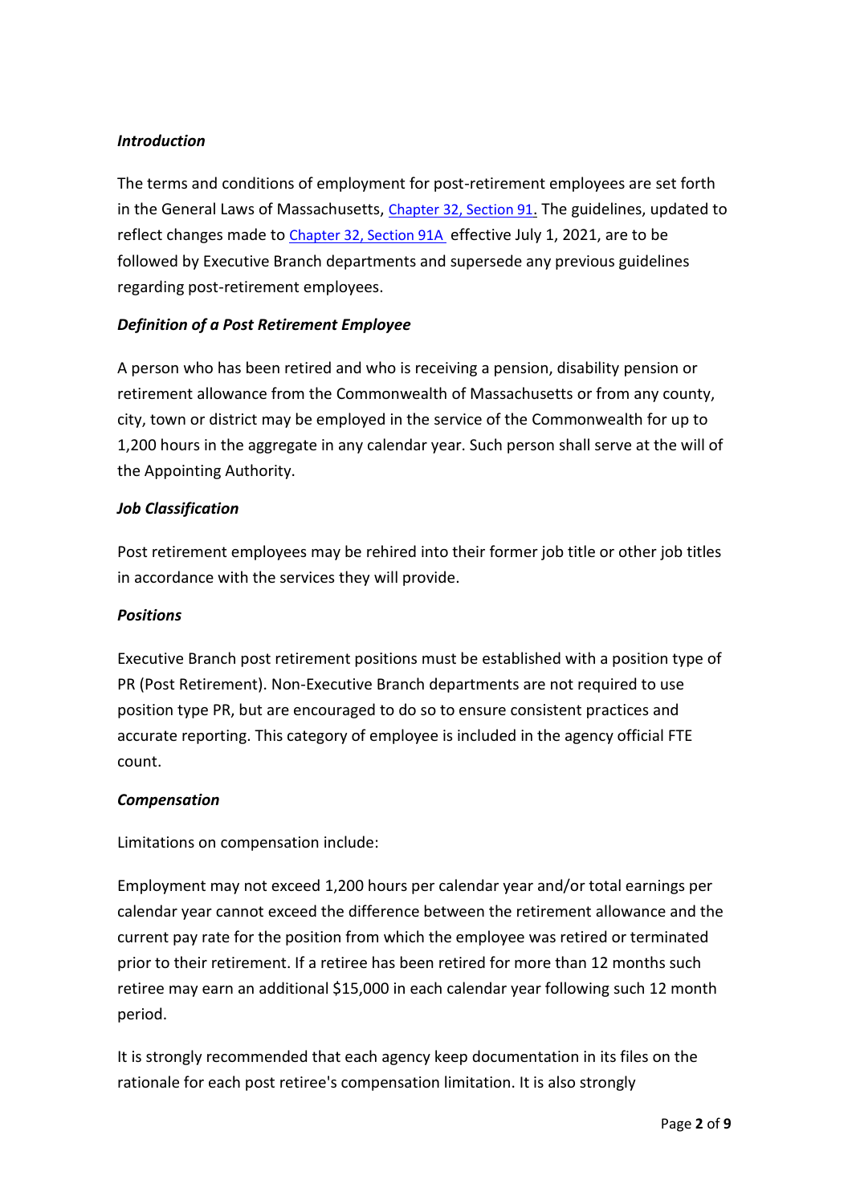### *Introduction*

The terms and conditions of employment for post-retirement employees are set forth in the General Laws of Massachusetts, Chapter 32, Section 91. The guidelines, updated to reflect changes made to Chapter 32, Section 91A effective July 1, 2021, are to be followed by Executive Branch departments and supersede any previous guidelines regarding post-retirement employees.

### *Definition of a Post Retirement Employee*

A person who has been retired and who is receiving a pension, disability pension or retirement allowance from the Commonwealth of Massachusetts or from any county, city, town or district may be employed in the service of the Commonwealth for up to 1,200 hours in the aggregate in any calendar year. Such person shall serve at the will of the Appointing Authority.

### *Job Classification*

Post retirement employees may be rehired into their former job title or other job titles in accordance with the services they will provide.

### *Positions*

Executive Branch post retirement positions must be established with a position type of PR (Post Retirement). Non-Executive Branch departments are not required to use position type PR, but are encouraged to do so to ensure consistent practices and accurate reporting. This category of employee is included in the agency official FTE count.

### *Compensation*

Limitations on compensation include:

Employment may not exceed 1,200 hours per calendar year and/or total earnings per calendar year cannot exceed the difference between the retirement allowance and the current pay rate for the position from which the employee was retired or terminated prior to their retirement. If a retiree has been retired for more than 12 months such retiree may earn an additional $15,000 in each calendar year following such 12 month period.

It is strongly recommended that each agency keep documentation in its files on the rationale for each post retiree's compensation limitation. It is also strongly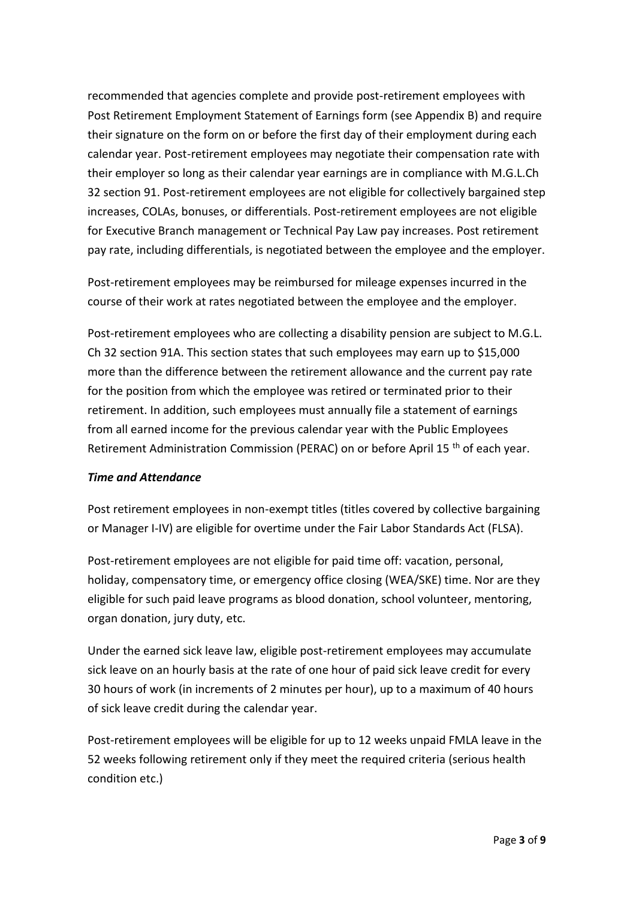recommended that agencies complete and provide post-retirement employees with Post Retirement Employment Statement of Earnings form (see Appendix B) and require their signature on the form on or before the first day of their employment during each calendar year. Post-retirement employees may negotiate their compensation rate with their employer so long as their calendar year earnings are in compliance with M.G.L.Ch 32 section 91. Post-retirement employees are not eligible for collectively bargained step increases, COLAs, bonuses, or differentials. Post-retirement employees are not eligible for Executive Branch management or Technical Pay Law pay increases. Post retirement pay rate, including differentials, is negotiated between the employee and the employer.

Post-retirement employees may be reimbursed for mileage expenses incurred in the course of their work at rates negotiated between the employee and the employer.

Post-retirement employees who are collecting a disability pension are subject to M.G.L. Ch 32 section 91A. This section states that such employees may earn up to $15,000 more than the difference between the retirement allowance and the current pay rate for the position from which the employee was retired or terminated prior to their retirement. In addition, such employees must annually file a statement of earnings from all earned income for the previous calendar year with the Public Employees Retirement Administration Commission (PERAC) on or before April 15th of each year.

### *Time and Attendance*

Post retirement employees in non-exempt titles (titles covered by collective bargaining or Manager I-IV) are eligible for overtime under the Fair Labor Standards Act (FLSA).

Post-retirement employees are not eligible for paid time off: vacation, personal, holiday, compensatory time, or emergency office closing (WEA/SKE) time. Nor are they eligible for such paid leave programs as blood donation, school volunteer, mentoring, organ donation, jury duty, etc.

Under the earned sick leave law, eligible post-retirement employees may accumulate sick leave on an hourly basis at the rate of one hour of paid sick leave credit for every 30 hours of work (in increments of 2 minutes per hour), up to a maximum of 40 hours of sick leave credit during the calendar year.

Post-retirement employees will be eligible for up to 12 weeks unpaid FMLA leave in the 52 weeks following retirement only if they meet the required criteria (serious health condition etc.)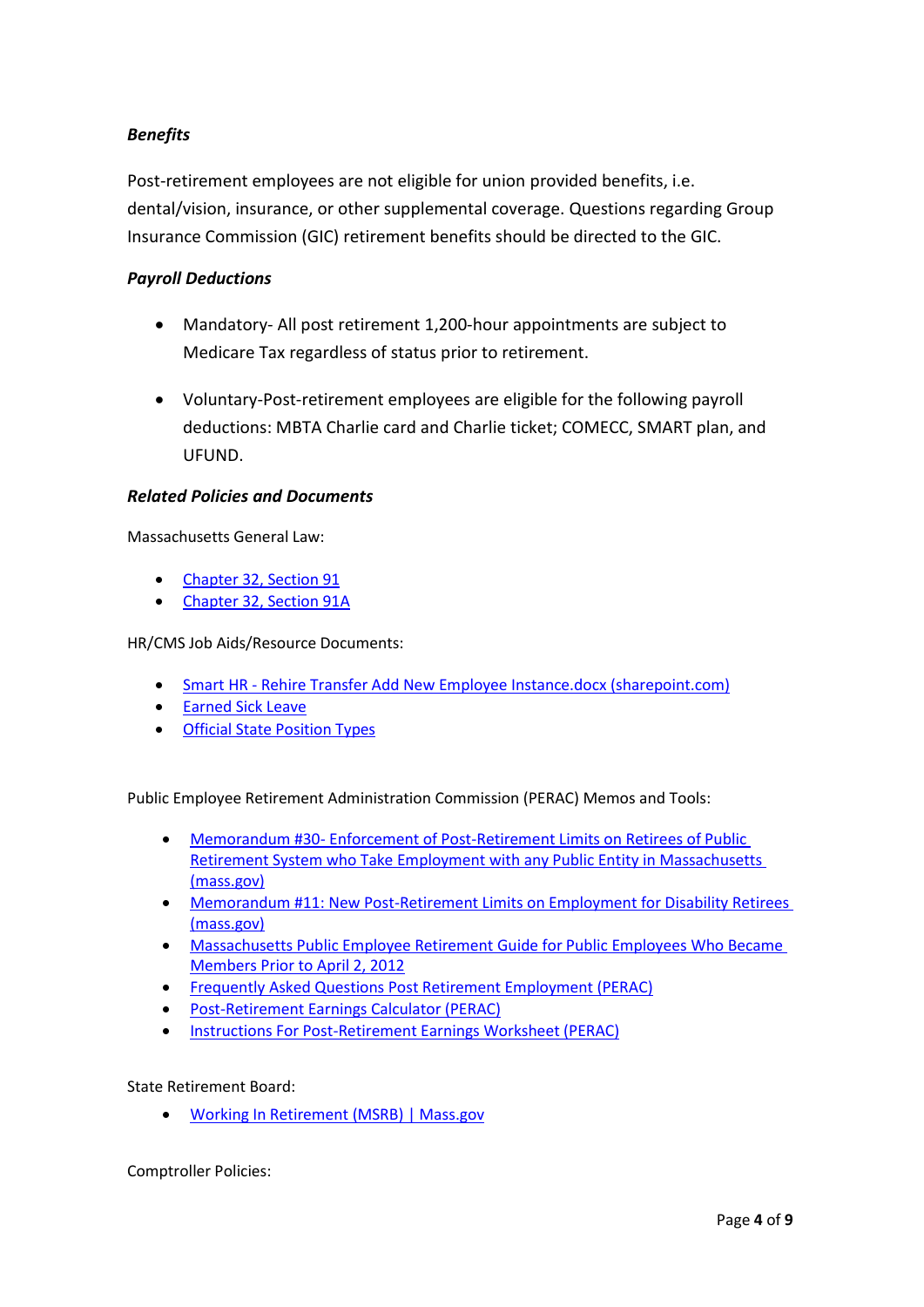***Benefits***

Post-retirement employees are not eligible for union provided benefits, i.e. dental/vision, insurance, or other supplemental coverage. Questions regarding Group Insurance Commission (GIC) retirement benefits should be directed to the GIC.

***Payroll Deductions***

- Mandatory- All post retirement 1,200-hour appointments are subject to Medicare Tax regardless of status prior to retirement.

- Voluntary-Post-retirement employees are eligible for the following payroll deductions: MBTA Charlie card and Charlie ticket; COMECC, SMART plan, and UFUND.

***Related Policies and Documents***

Massachusetts General Law:

- Chapter 32, Section 91
- Chapter 32, Section 91A

HR/CMS Job Aids/Resource Documents:

- Smart HR - Rehire Transfer Add New Employee Instance.docx (sharepoint.com)
- Earned Sick Leave
- Official State Position Types

Public Employee Retirement Administration Commission (PERAC) Memos and Tools:

- Memorandum #30- Enforcement of Post-Retirement Limits on Retirees of Public Retirement System who Take Employment with any Public Entity in Massachusetts (mass.gov)
- Memorandum #11: New Post-Retirement Limits on Employment for Disability Retirees (mass.gov)
- Massachusetts Public Employee Retirement Guide for Public Employees Who Became Members Prior to April 2, 2012
- Frequently Asked Questions Post Retirement Employment (PERAC)
- Post-Retirement Earnings Calculator (PERAC)
- Instructions For Post-Retirement Earnings Worksheet (PERAC)

State Retirement Board:

- Working In Retirement (MSRB) | Mass.gov

Comptroller Policies: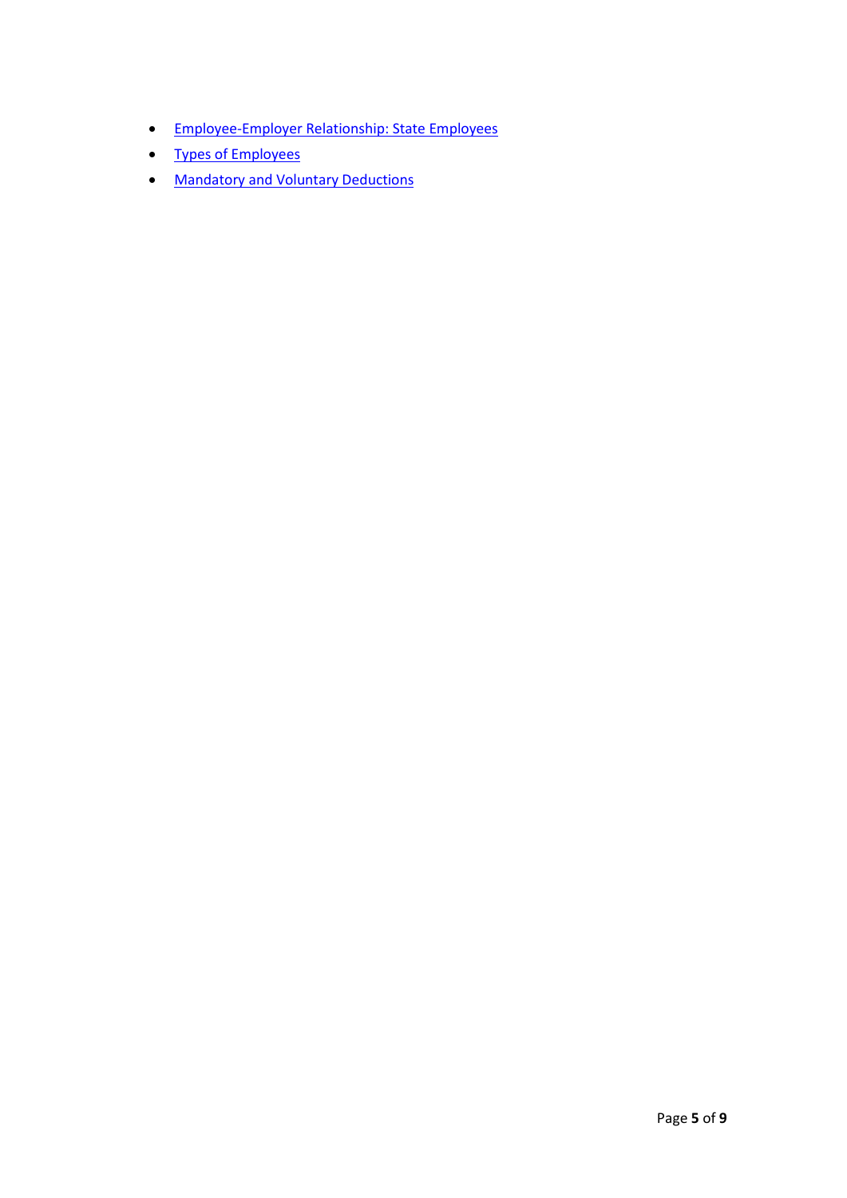- Employee-Employer Relationship: State Employees
- Types of Employees
- Mandatory and Voluntary Deductions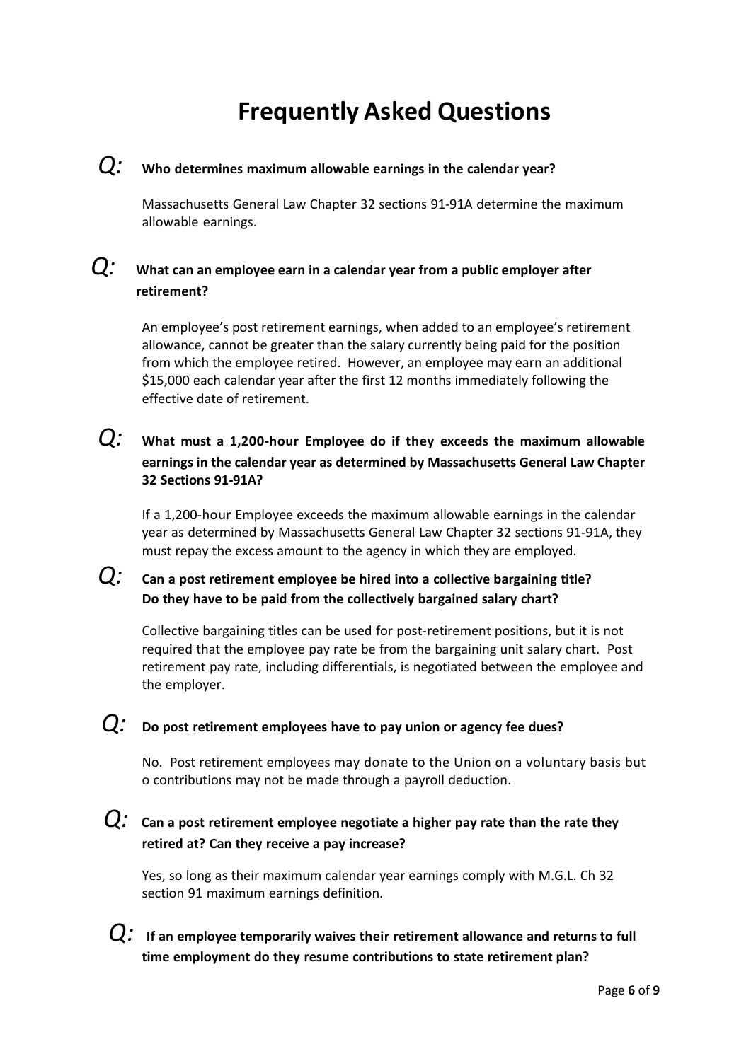# Frequently Asked Questions

*Q:* **Who determines maximum allowable earnings in the calendar year?**

Massachusetts General Law Chapter 32 sections 91-91A determine the maximum allowable earnings.

*Q:* **What can an employee earn in a calendar year from a public employer after retirement?**

An employee's post retirement earnings, when added to an employee's retirement allowance, cannot be greater than the salary currently being paid for the position from which the employee retired. However, an employee may earn an additional $15,000 each calendar year after the first 12 months immediately following the effective date of retirement.

*Q:* **What must a 1,200-hour Employee do if they exceeds the maximum allowable earnings in the calendar year as determined by Massachusetts General Law Chapter 32 Sections 91-91A?**

If a 1,200-hour Employee exceeds the maximum allowable earnings in the calendar year as determined by Massachusetts General Law Chapter 32 sections 91-91A, they must repay the excess amount to the agency in which they are employed.

*Q:* **Can a post retirement employee be hired into a collective bargaining title? Do they have to be paid from the collectively bargained salary chart?**

Collective bargaining titles can be used for post-retirement positions, but it is not required that the employee pay rate be from the bargaining unit salary chart. Post retirement pay rate, including differentials, is negotiated between the employee and the employer.

*Q:* **Do post retirement employees have to pay union or agency fee dues?**

No. Post retirement employees may donate to the Union on a voluntary basis but o contributions may not be made through a payroll deduction.

*Q:* **Can a post retirement employee negotiate a higher pay rate than the rate they retired at? Can they receive a pay increase?**

Yes, so long as their maximum calendar year earnings comply with M.G.L. Ch 32 section 91 maximum earnings definition.

*Q:* **If an employee temporarily waives their retirement allowance and returns to full time employment do they resume contributions to state retirement plan?**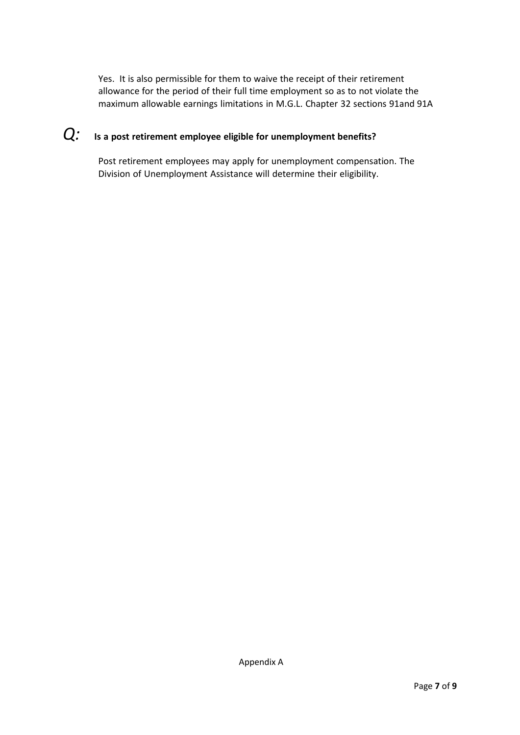Yes. It is also permissible for them to waive the receipt of their retirement allowance for the period of their full time employment so as to not violate the maximum allowable earnings limitations in M.G.L. Chapter 32 sections 91and 91A

*Q:* **Is a post retirement employee eligible for unemployment benefits?**

Post retirement employees may apply for unemployment compensation. The Division of Unemployment Assistance will determine their eligibility.

Appendix A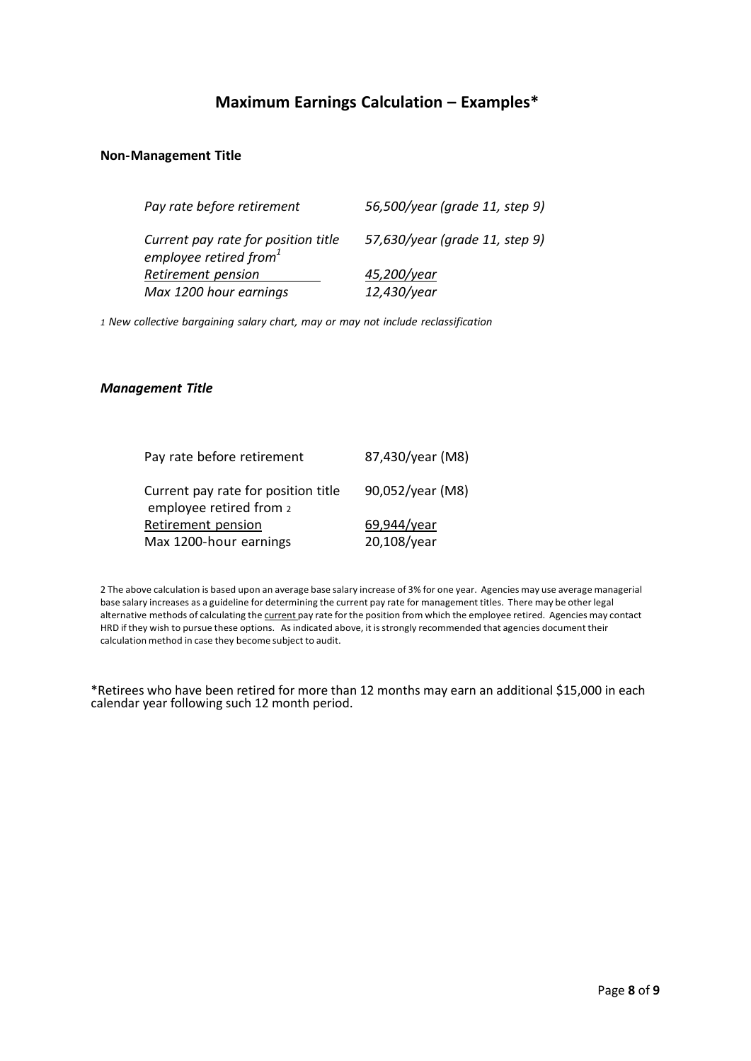# Maximum Earnings Calculation – Examples*

### Non-Management Title

| | |
|---|---|
| *Pay rate before retirement* | *56,500/year (grade 11, step 9)* |
| *Current pay rate for position title employee retired from*[1] | *57,630/year (grade 11, step 9)* |
| *Retirement pension* | *45,200/year* |
| *Max 1200 hour earnings* | *12,430/year* |

*1 New collective bargaining salary chart, may or may not include reclassification*

### *Management Title*

| | |
|---|---|
| Pay rate before retirement | 87,430/year (M8) |
| Current pay rate for position title employee retired from [2] | 90,052/year (M8) |
| Retirement pension | 69,944/year |
| Max 1200-hour earnings | 20,108/year |

2 The above calculation is based upon an average base salary increase of 3% for one year. Agencies may use average managerial base salary increases as a guideline for determining the current pay rate for management titles. There may be other legal alternative methods of calculating the current pay rate for the position from which the employee retired. Agencies may contact HRD if they wish to pursue these options. As indicated above, it is strongly recommended that agencies document their calculation method in case they become subject to audit.

*Retirees who have been retired for more than 12 months may earn an additional $15,000 in each calendar year following such 12 month period.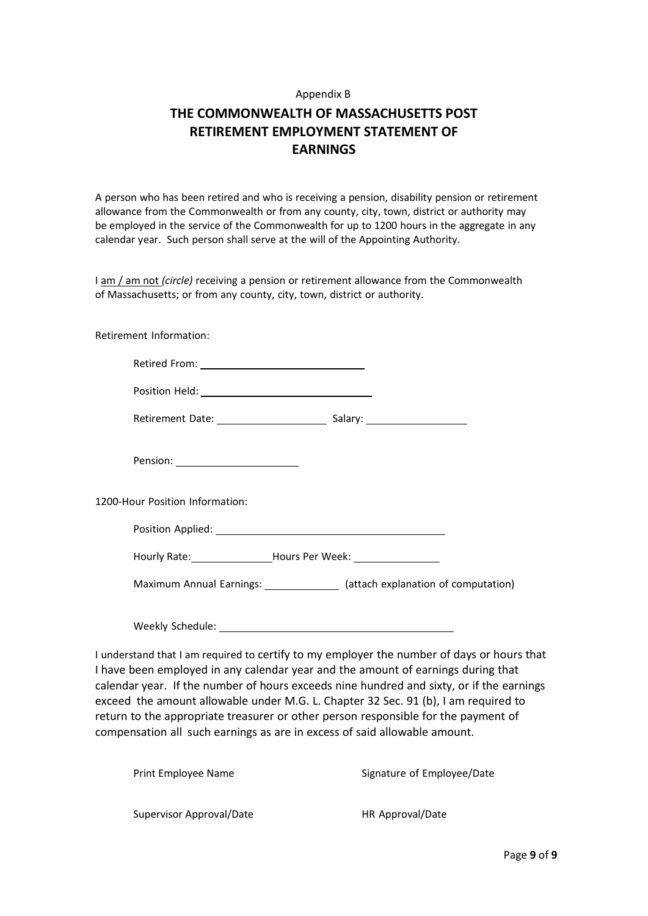Appendix B

# THE COMMONWEALTH OF MASSACHUSETTS POST RETIREMENT EMPLOYMENT STATEMENT OF EARNINGS

A person who has been retired and who is receiving a pension, disability pension or retirement allowance from the Commonwealth or from any county, city, town, district or authority may be employed in the service of the Commonwealth for up to 1200 hours in the aggregate in any calendar year. Such person shall serve at the will of the Appointing Authority.

I am / am not *(circle)* receiving a pension or retirement allowance from the Commonwealth of Massachusetts; or from any county, city, town, district or authority.

Retirement Information:

Retired From: ______________________________

Position Held: ______________________________

Retirement Date: ____________________ Salary: ____________________

Pension: ______________________

1200-Hour Position Information:

Position Applied: ________________________________________

Hourly Rate: ______________ Hours Per Week: ______________

Maximum Annual Earnings: ______________ (attach explanation of computation)

Weekly Schedule: ________________________________________

I understand that I am required to certify to my employer the number of days or hours that I have been employed in any calendar year and the amount of earnings during that calendar year. If the number of hours exceeds nine hundred and sixty, or if the earnings exceed the amount allowable under M.G. L. Chapter 32 Sec. 91 (b), I am required to return to the appropriate treasurer or other person responsible for the payment of compensation all such earnings as are in excess of said allowable amount.

Print Employee Name

Signature of Employee/Date

Supervisor Approval/Date

HR Approval/Date